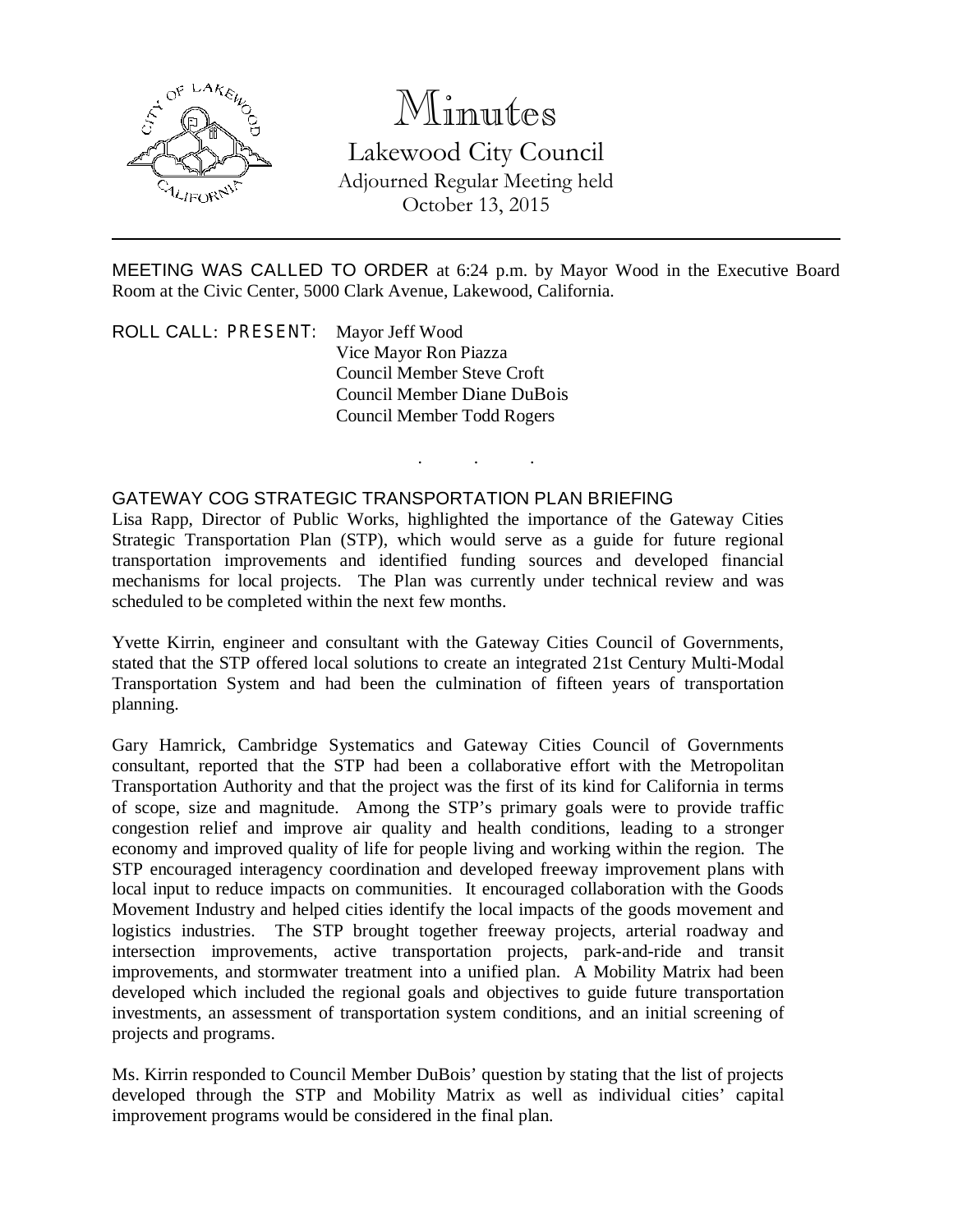# Minutes

## Lakewood City Council

Adjourned Regular Meeting held
October 13, 2015

---

MEETING WAS CALLED TO ORDER at 6:24 p.m. by Mayor Wood in the Executive Board Room at the Civic Center, 5000 Clark Avenue, Lakewood, California.

ROLL CALL: PRESENT: Mayor Jeff Wood
Vice Mayor Ron Piazza
Council Member Steve Croft
Council Member Diane DuBois
Council Member Todd Rogers

. . .

### GATEWAY COG STRATEGIC TRANSPORTATION PLAN BRIEFING

Lisa Rapp, Director of Public Works, highlighted the importance of the Gateway Cities Strategic Transportation Plan (STP), which would serve as a guide for future regional transportation improvements and identified funding sources and developed financial mechanisms for local projects. The Plan was currently under technical review and was scheduled to be completed within the next few months.

Yvette Kirrin, engineer and consultant with the Gateway Cities Council of Governments, stated that the STP offered local solutions to create an integrated 21st Century Multi-Modal Transportation System and had been the culmination of fifteen years of transportation planning.

Gary Hamrick, Cambridge Systematics and Gateway Cities Council of Governments consultant, reported that the STP had been a collaborative effort with the Metropolitan Transportation Authority and that the project was the first of its kind for California in terms of scope, size and magnitude. Among the STP's primary goals were to provide traffic congestion relief and improve air quality and health conditions, leading to a stronger economy and improved quality of life for people living and working within the region. The STP encouraged interagency coordination and developed freeway improvement plans with local input to reduce impacts on communities. It encouraged collaboration with the Goods Movement Industry and helped cities identify the local impacts of the goods movement and logistics industries. The STP brought together freeway projects, arterial roadway and intersection improvements, active transportation projects, park-and-ride and transit improvements, and stormwater treatment into a unified plan. A Mobility Matrix had been developed which included the regional goals and objectives to guide future transportation investments, an assessment of transportation system conditions, and an initial screening of projects and programs.

Ms. Kirrin responded to Council Member DuBois' question by stating that the list of projects developed through the STP and Mobility Matrix as well as individual cities' capital improvement programs would be considered in the final plan.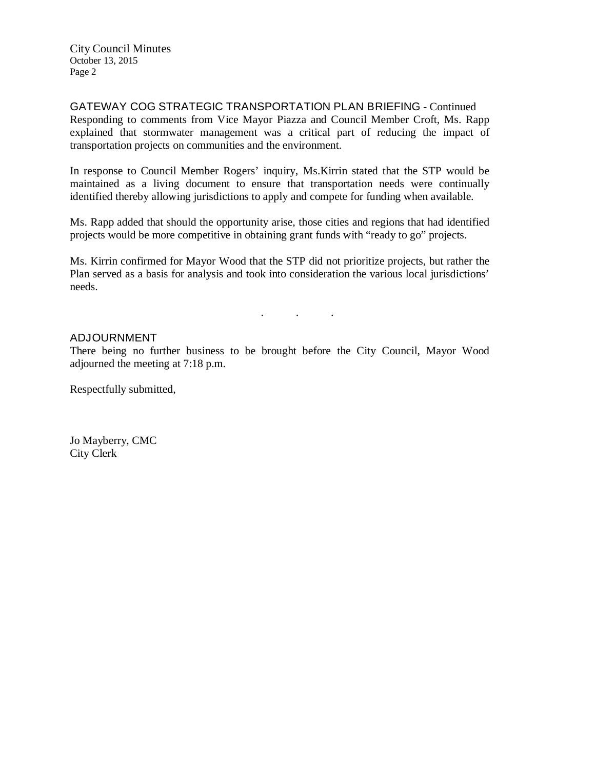GATEWAY COG STRATEGIC TRANSPORTATION PLAN BRIEFING - Continued

Responding to comments from Vice Mayor Piazza and Council Member Croft, Ms. Rapp explained that stormwater management was a critical part of reducing the impact of transportation projects on communities and the environment.

In response to Council Member Rogers' inquiry, Ms.Kirrin stated that the STP would be maintained as a living document to ensure that transportation needs were continually identified thereby allowing jurisdictions to apply and compete for funding when available.

Ms. Rapp added that should the opportunity arise, those cities and regions that had identified projects would be more competitive in obtaining grant funds with "ready to go" projects.

Ms. Kirrin confirmed for Mayor Wood that the STP did not prioritize projects, but rather the Plan served as a basis for analysis and took into consideration the various local jurisdictions' needs.

. . .

ADJOURNMENT

There being no further business to be brought before the City Council, Mayor Wood adjourned the meeting at 7:18 p.m.

Respectfully submitted,

Jo Mayberry, CMC
City Clerk